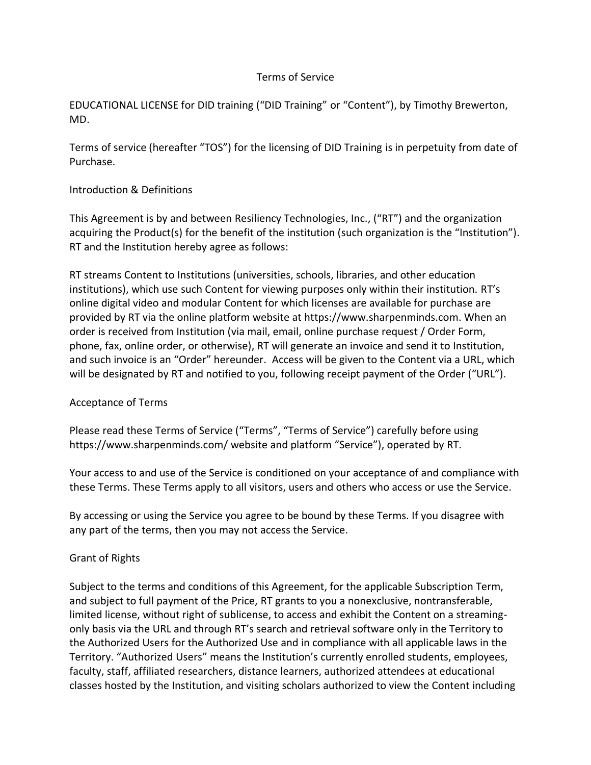# Terms of Service

EDUCATIONAL LICENSE for DID training ("DID Training" or "Content"), by Timothy Brewerton, MD.

Terms of service (hereafter "TOS") for the licensing of DID Training is in perpetuity from date of Purchase.

## Introduction & Definitions

This Agreement is by and between Resiliency Technologies, Inc., ("RT") and the organization acquiring the Product(s) for the benefit of the institution (such organization is the "Institution"). RT and the Institution hereby agree as follows:

RT streams Content to Institutions (universities, schools, libraries, and other education institutions), which use such Content for viewing purposes only within their institution. RT's online digital video and modular Content for which licenses are available for purchase are provided by RT via the online platform website at https://www.sharpenminds.com. When an order is received from Institution (via mail, email, online purchase request / Order Form, phone, fax, online order, or otherwise), RT will generate an invoice and send it to Institution, and such invoice is an "Order" hereunder. Access will be given to the Content via a URL, which will be designated by RT and notified to you, following receipt payment of the Order ("URL").

## Acceptance of Terms

Please read these Terms of Service ("Terms", "Terms of Service") carefully before using https://www.sharpenminds.com/ website and platform "Service"), operated by RT.

Your access to and use of the Service is conditioned on your acceptance of and compliance with these Terms. These Terms apply to all visitors, users and others who access or use the Service.

By accessing or using the Service you agree to be bound by these Terms. If you disagree with any part of the terms, then you may not access the Service.

## Grant of Rights

Subject to the terms and conditions of this Agreement, for the applicable Subscription Term, and subject to full payment of the Price, RT grants to you a nonexclusive, nontransferable, limited license, without right of sublicense, to access and exhibit the Content on a streaming-only basis via the URL and through RT's search and retrieval software only in the Territory to the Authorized Users for the Authorized Use and in compliance with all applicable laws in the Territory. "Authorized Users" means the Institution's currently enrolled students, employees, faculty, staff, affiliated researchers, distance learners, authorized attendees at educational classes hosted by the Institution, and visiting scholars authorized to view the Content including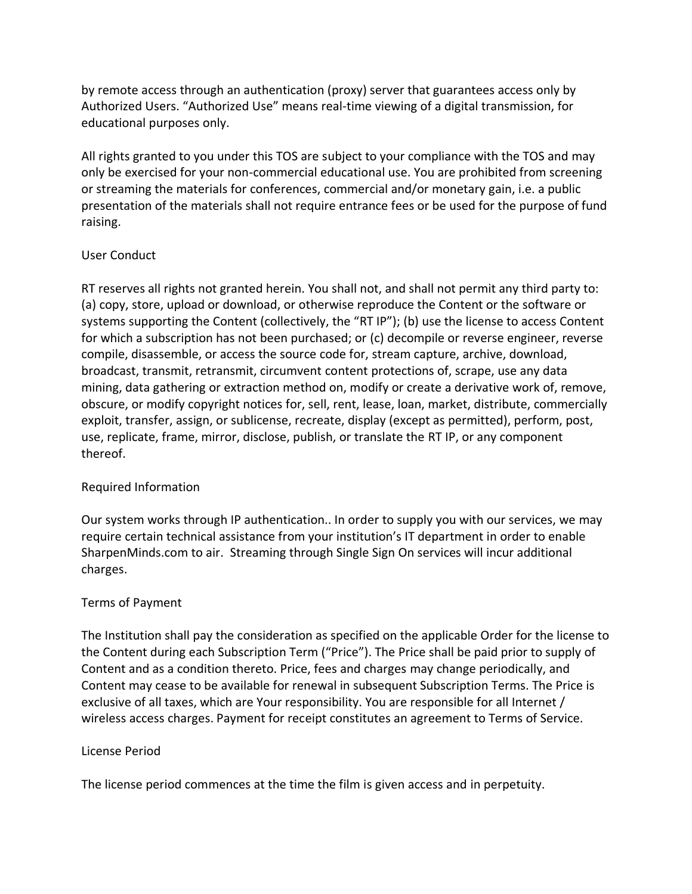by remote access through an authentication (proxy) server that guarantees access only by Authorized Users. “Authorized Use” means real-time viewing of a digital transmission, for educational purposes only.

All rights granted to you under this TOS are subject to your compliance with the TOS and may only be exercised for your non-commercial educational use. You are prohibited from screening or streaming the materials for conferences, commercial and/or monetary gain, i.e. a public presentation of the materials shall not require entrance fees or be used for the purpose of fund raising.

## User Conduct

RT reserves all rights not granted herein. You shall not, and shall not permit any third party to: (a) copy, store, upload or download, or otherwise reproduce the Content or the software or systems supporting the Content (collectively, the “RT IP”); (b) use the license to access Content for which a subscription has not been purchased; or (c) decompile or reverse engineer, reverse compile, disassemble, or access the source code for, stream capture, archive, download, broadcast, transmit, retransmit, circumvent content protections of, scrape, use any data mining, data gathering or extraction method on, modify or create a derivative work of, remove, obscure, or modify copyright notices for, sell, rent, lease, loan, market, distribute, commercially exploit, transfer, assign, or sublicense, recreate, display (except as permitted), perform, post, use, replicate, frame, mirror, disclose, publish, or translate the RT IP, or any component thereof.

## Required Information

Our system works through IP authentication.. In order to supply you with our services, we may require certain technical assistance from your institution’s IT department in order to enable SharpenMinds.com to air. Streaming through Single Sign On services will incur additional charges.

## Terms of Payment

The Institution shall pay the consideration as specified on the applicable Order for the license to the Content during each Subscription Term (“Price”). The Price shall be paid prior to supply of Content and as a condition thereto. Price, fees and charges may change periodically, and Content may cease to be available for renewal in subsequent Subscription Terms. The Price is exclusive of all taxes, which are Your responsibility. You are responsible for all Internet / wireless access charges. Payment for receipt constitutes an agreement to Terms of Service.

## License Period

The license period commences at the time the film is given access and in perpetuity.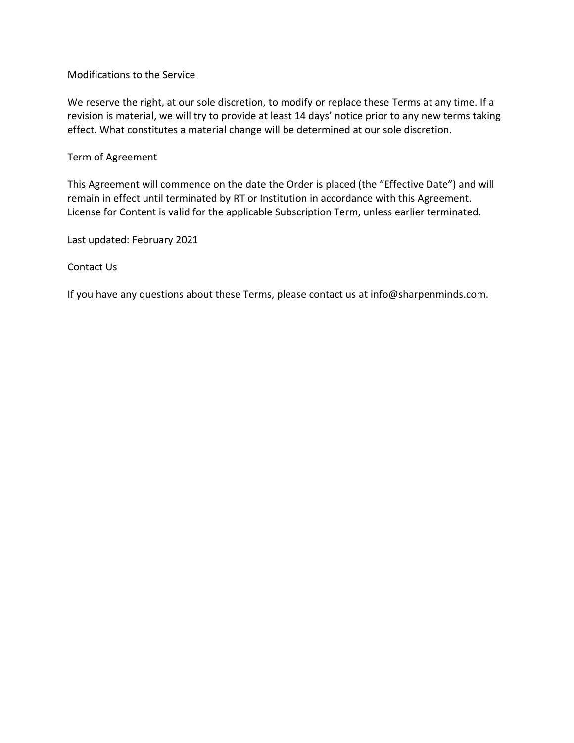## Modifications to the Service

We reserve the right, at our sole discretion, to modify or replace these Terms at any time. If a revision is material, we will try to provide at least 14 days' notice prior to any new terms taking effect. What constitutes a material change will be determined at our sole discretion.

## Term of Agreement

This Agreement will commence on the date the Order is placed (the "Effective Date") and will remain in effect until terminated by RT or Institution in accordance with this Agreement. License for Content is valid for the applicable Subscription Term, unless earlier terminated.

Last updated: February 2021

## Contact Us

If you have any questions about these Terms, please contact us at info@sharpenminds.com.